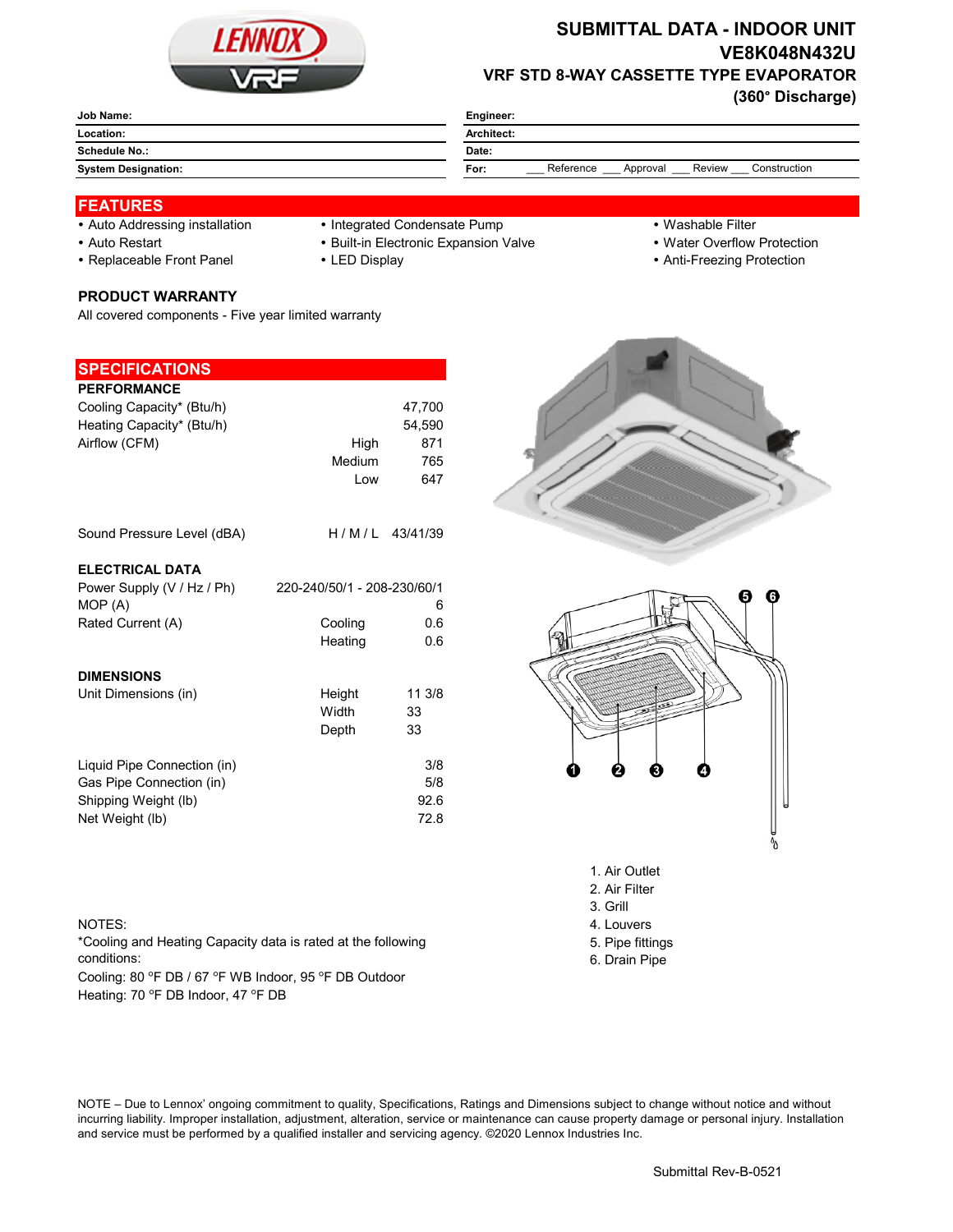# SUBMITTAL DATA - INDOOR UNIT

## VE8K048N432U

## VRF STD 8-WAY CASSETTE TYPE EVAPORATOR (360° Discharge)

| Job Name: | Engineer: |
|---|---|
| Location: | Architect: |
| Schedule No.: | Date: |
| System Designation: | For: ___ Reference ___ Approval ___ Review ___ Construction |

## FEATURES

- Auto Addressing installation
- Auto Restart
- Replaceable Front Panel
- Integrated Condensate Pump
- Built-in Electronic Expansion Valve
- LED Display
- Washable Filter
- Water Overflow Protection
- Anti-Freezing Protection

### PRODUCT WARRANTY

All covered components - Five year limited warranty

## SPECIFICATIONS

### PERFORMANCE

| | | |
|---|---|---|
| Cooling Capacity* (Btu/h) | | 47,700 |
| Heating Capacity* (Btu/h) | | 54,590 |
| Airflow (CFM) | High | 871 |
| | Medium | 765 |
| | Low | 647 |
| Sound Pressure Level (dBA) | H / M / L | 43/41/39 |

### ELECTRICAL DATA

| | | |
|---|---|---|
| Power Supply (V / Hz / Ph) | | 220-240/50/1 - 208-230/60/1 |
| MOP (A) | | 6 |
| Rated Current (A) | Cooling | 0.6 |
| | Heating | 0.6 |

### DIMENSIONS

| | | |
|---|---|---|
| Unit Dimensions (in) | Height | 11 3/8 |
| | Width | 33 |
| | Depth | 33 |
| Liquid Pipe Connection (in) | | 3/8 |
| Gas Pipe Connection (in) | | 5/8 |
| Shipping Weight (lb) | | 92.6 |
| Net Weight (lb) | | 72.8 |

1. Air Outlet
2. Air Filter
3. Grill
4. Louvers
5. Pipe fittings
6. Drain Pipe

NOTES:
*Cooling and Heating Capacity data is rated at the following conditions:
Cooling: 80 °F DB / 67 °F WB Indoor, 95 °F DB Outdoor
Heating: 70 °F DB Indoor, 47 °F DB

NOTE – Due to Lennox' ongoing commitment to quality, Specifications, Ratings and Dimensions subject to change without notice and without incurring liability. Improper installation, adjustment, alteration, service or maintenance can cause property damage or personal injury. Installation and service must be performed by a qualified installer and servicing agency. ©2020 Lennox Industries Inc.

Submittal Rev-B-0521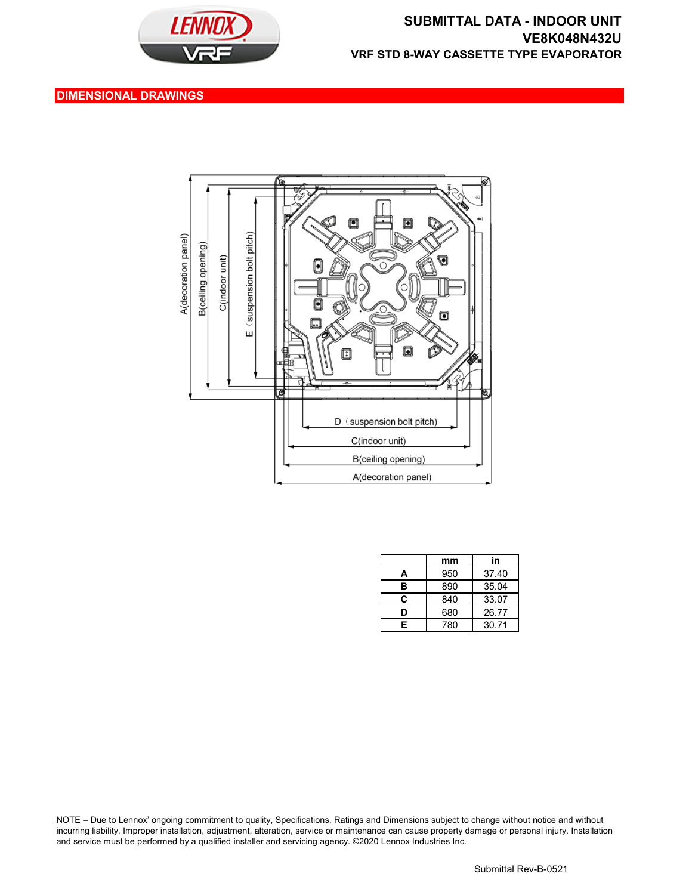# SUBMITTAL DATA - INDOOR UNIT

## VE8K048N432U

### VRF STD 8-WAY CASSETTE TYPE EVAPORATOR

## DIMENSIONAL DRAWINGS

A(decoration panel)
B(ceiling opening)
C(indoor unit)
E（suspension bolt pitch)
D（suspension bolt pitch)
C(indoor unit)
B(ceiling opening)
A(decoration panel)

| | mm | in |
|---|---|---|
| **A** | 950 | 37.40 |
| **B** | 890 | 35.04 |
| **C** | 840 | 33.07 |
| **D** | 680 | 26.77 |
| **E** | 780 | 30.71 |

NOTE – Due to Lennox' ongoing commitment to quality, Specifications, Ratings and Dimensions subject to change without notice and without incurring liability. Improper installation, adjustment, alteration, service or maintenance can cause property damage or personal injury. Installation and service must be performed by a qualified installer and servicing agency. ©2020 Lennox Industries Inc.

Submittal Rev-B-0521